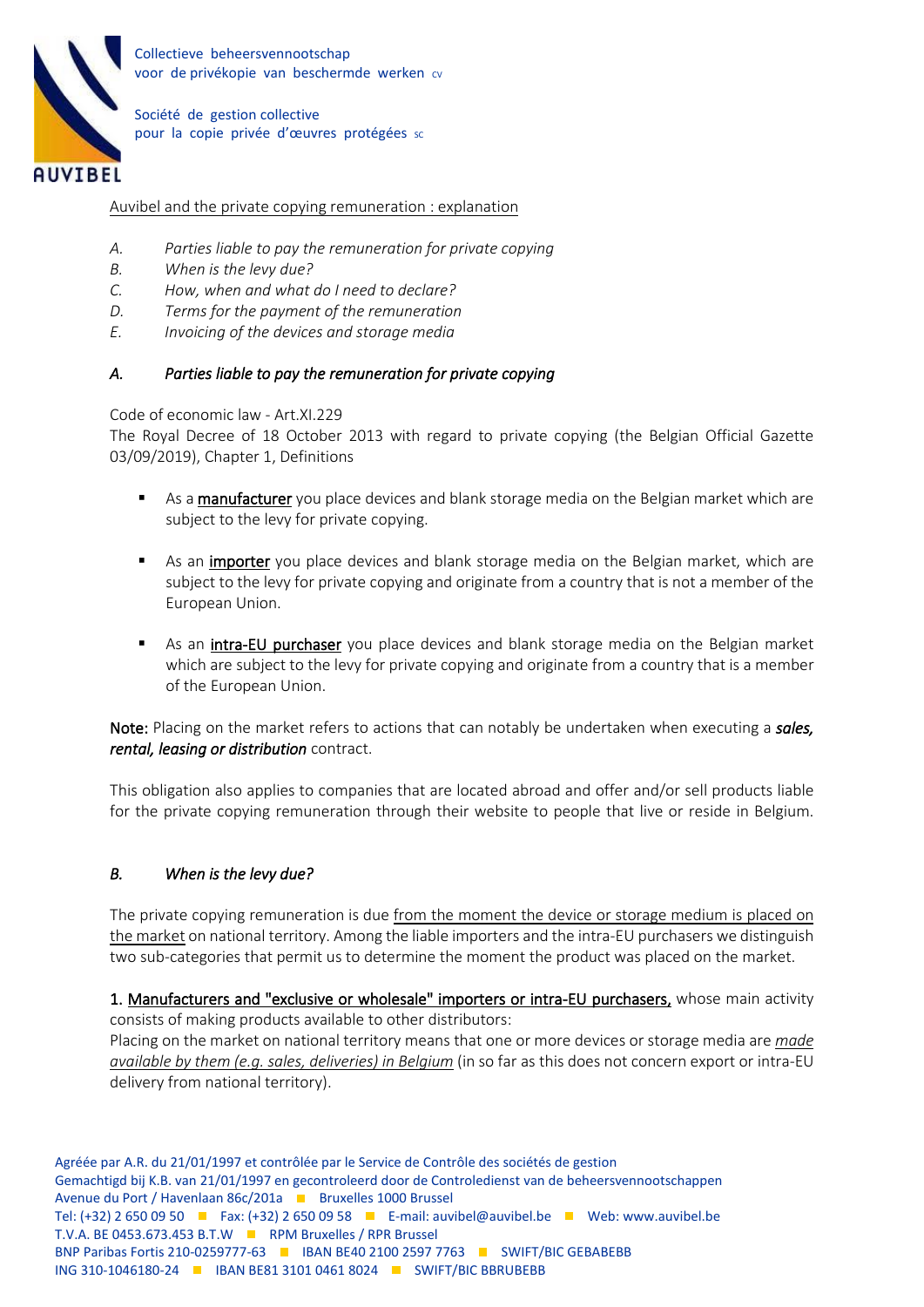Collectieve beheersvennootschap
voor de privékopie van beschermde werken cv

Société de gestion collective
pour la copie privée d'œuvres protégées sc

AUVIBEL

Auvibel and the private copying remuneration : explanation

*A. Parties liable to pay the remuneration for private copying*
*B. When is the levy due?*
*C. How, when and what do I need to declare?*
*D. Terms for the payment of the remuneration*
*E. Invoicing of the devices and storage media*

## *A. Parties liable to pay the remuneration for private copying*

Code of economic law - Art.XI.229
The Royal Decree of 18 October 2013 with regard to private copying (the Belgian Official Gazette 03/09/2019), Chapter 1, Definitions

- As a **manufacturer** you place devices and blank storage media on the Belgian market which are subject to the levy for private copying.
- As an **importer** you place devices and blank storage media on the Belgian market, which are subject to the levy for private copying and originate from a country that is not a member of the European Union.
- As an **intra-EU purchaser** you place devices and blank storage media on the Belgian market which are subject to the levy for private copying and originate from a country that is a member of the European Union.

**Note:** Placing on the market refers to actions that can notably be undertaken when executing a ***sales, rental, leasing or distribution*** contract.

This obligation also applies to companies that are located abroad and offer and/or sell products liable for the private copying remuneration through their website to people that live or reside in Belgium.

## *B. When is the levy due?*

The private copying remuneration is due from the moment the device or storage medium is placed on the market on national territory. Among the liable importers and the intra-EU purchasers we distinguish two sub-categories that permit us to determine the moment the product was placed on the market.

1. Manufacturers and "exclusive or wholesale" importers or intra-EU purchasers, whose main activity consists of making products available to other distributors:
Placing on the market on national territory means that one or more devices or storage media are *made available by them (e.g. sales, deliveries) in Belgium* (in so far as this does not concern export or intra-EU delivery from national territory).

Agréée par A.R. du 21/01/1997 et contrôlée par le Service de Contrôle des sociétés de gestion
Gemachtigd bij K.B. van 21/01/1997 en gecontroleerd door de Controledienst van de beheersvennootschappen
Avenue du Port / Havenlaan 86c/201a ■ Bruxelles 1000 Brussel
Tel: (+32) 2 650 09 50 ■ Fax: (+32) 2 650 09 58 ■ E-mail: auvibel@auvibel.be ■ Web: www.auvibel.be
T.V.A. BE 0453.673.453 B.T.W ■ RPM Bruxelles / RPR Brussel
BNP Paribas Fortis 210-0259777-63 ■ IBAN BE40 2100 2597 7763 ■ SWIFT/BIC GEBABEBB
ING 310-1046180-24 ■ IBAN BE81 3101 0461 8024 ■ SWIFT/BIC BBRUBEBB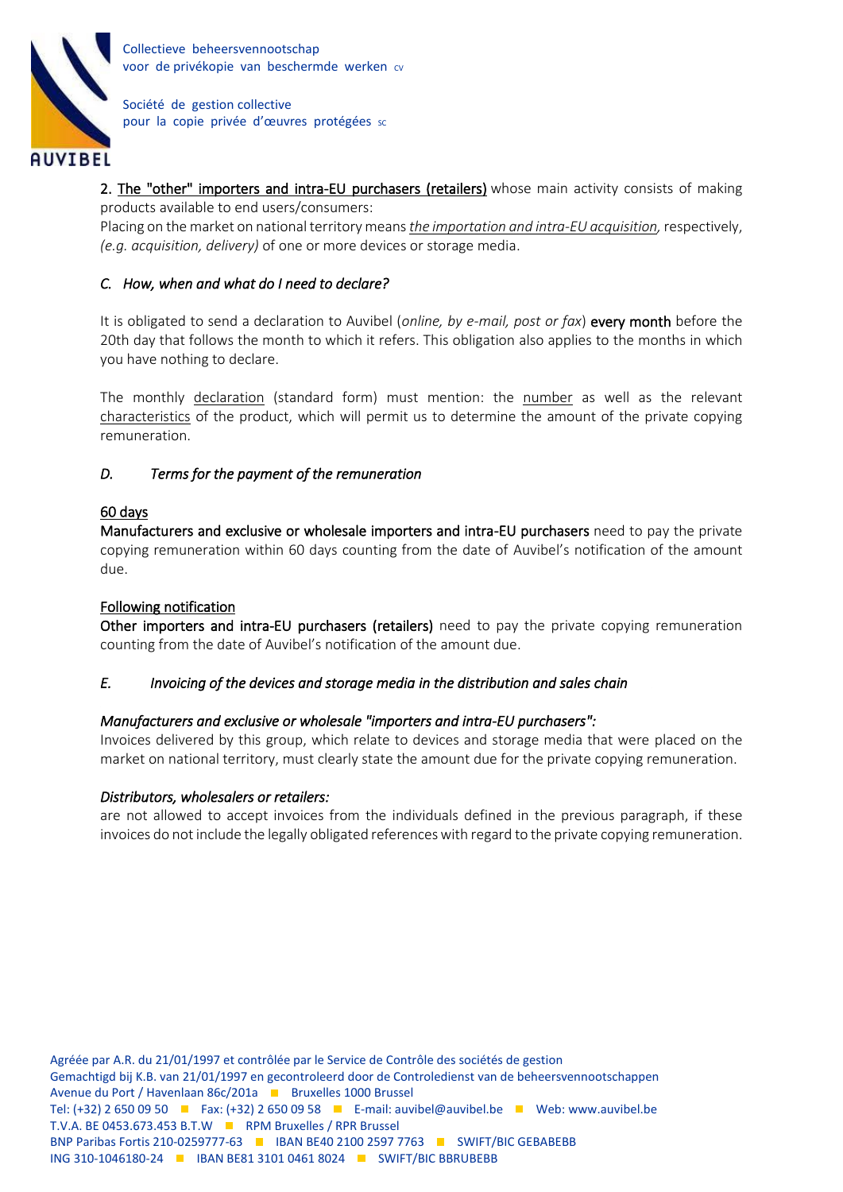2. <u>The "other" importers and intra-EU purchasers (retailers)</u> whose main activity consists of making products available to end users/consumers:
Placing on the market on national territory means *<u>the importation and intra-EU acquisition</u>*, respectively, *(e.g. acquisition, delivery)* of one or more devices or storage media.

### *C. How, when and what do I need to declare?*

It is obligated to send a declaration to Auvibel (*online, by e-mail, post or fax*) **every month** before the 20th day that follows the month to which it refers. This obligation also applies to the months in which you have nothing to declare.

The monthly <u>declaration</u> (standard form) must mention: the <u>number</u> as well as the relevant <u>characteristics</u> of the product, which will permit us to determine the amount of the private copying remuneration.

### *D. Terms for the payment of the remuneration*

<u>60 days</u>
**Manufacturers and exclusive or wholesale importers and intra-EU purchasers** need to pay the private copying remuneration within 60 days counting from the date of Auvibel's notification of the amount due.

<u>Following notification</u>
**Other importers and intra-EU purchasers (retailers)** need to pay the private copying remuneration counting from the date of Auvibel's notification of the amount due.

### *E. Invoicing of the devices and storage media in the distribution and sales chain*

*Manufacturers and exclusive or wholesale "importers and intra-EU purchasers":*
Invoices delivered by this group, which relate to devices and storage media that were placed on the market on national territory, must clearly state the amount due for the private copying remuneration.

*Distributors, wholesalers or retailers:*
are not allowed to accept invoices from the individuals defined in the previous paragraph, if these invoices do not include the legally obligated references with regard to the private copying remuneration.